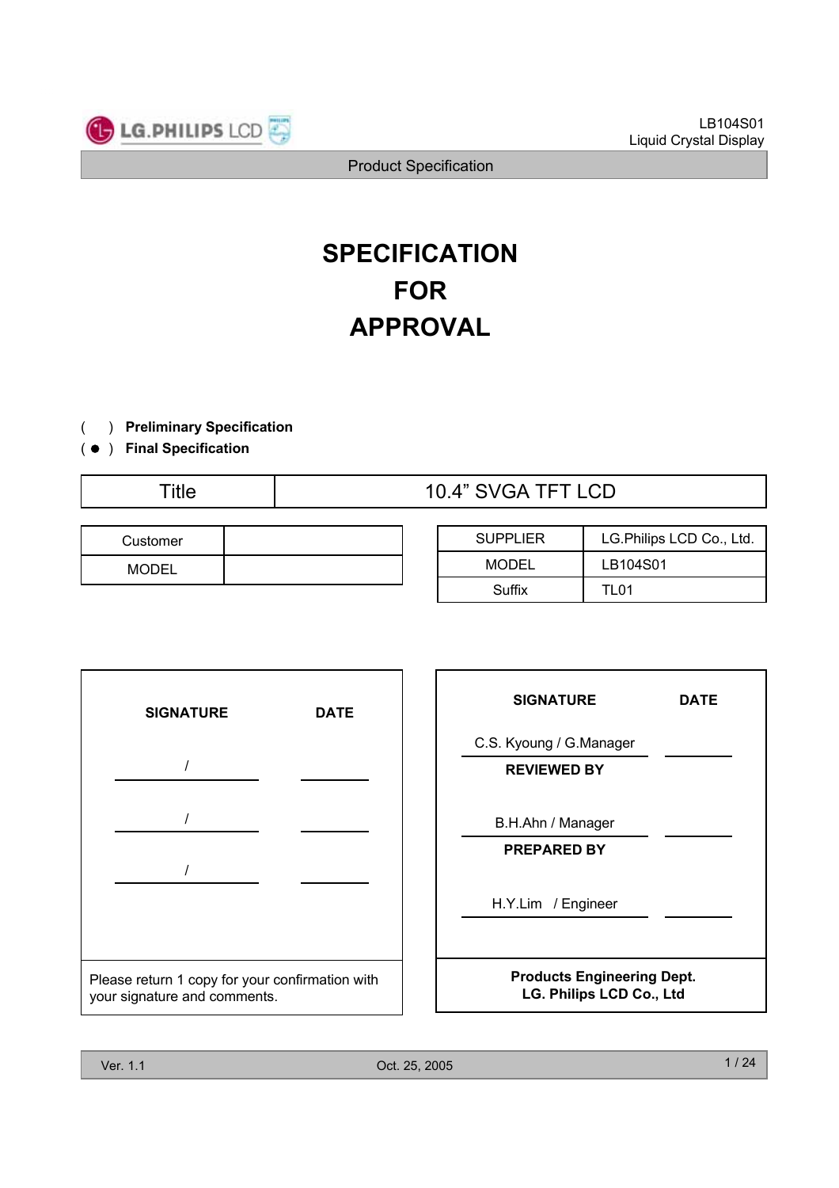# SPECIFICATION
# FOR
# APPROVAL

( ) **Preliminary Specification**
( ● ) **Final Specification**

| Title | 10.4" SVGA TFT LCD |
|---|---|

| Customer | |
|---|---|
| MODEL | |

| SUPPLIER | LG.Philips LCD Co., Ltd. |
|---|---|
| MODEL | LB104S01 |
| Suffix | TL01 |

| SIGNATURE | DATE |
|---|---|
| / | |
| / | |
| / | |

Please return 1 copy for your confirmation with your signature and comments.

| SIGNATURE | DATE |
|---|---|
| C.S. Kyoung / G.Manager | |
| **REVIEWED BY** | |
| B.H.Ahn / Manager | |
| **PREPARED BY** | |
| H.Y.Lim / Engineer | |

**Products Engineering Dept.**
**LG. Philips LCD Co., Ltd**

Ver. 1.1 Oct. 25, 2005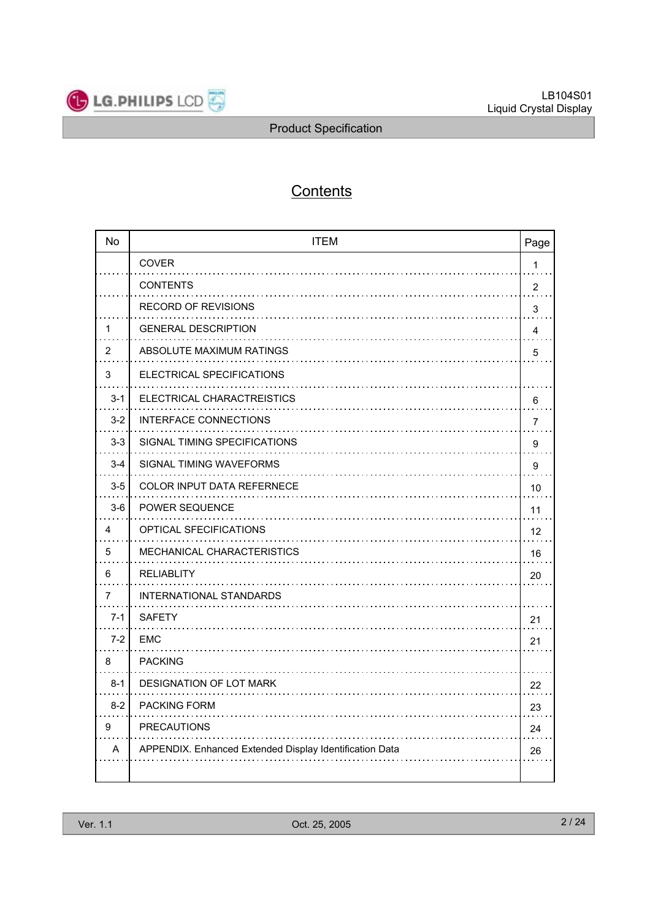# Contents

| No | ITEM | Page |
|---|---|---|
| | COVER | 1 |
| | CONTENTS | 2 |
| | RECORD OF REVISIONS | 3 |
| 1 | GENERAL DESCRIPTION | 4 |
| 2 | ABSOLUTE MAXIMUM RATINGS | 5 |
| 3 | ELECTRICAL SPECIFICATIONS | |
| 3-1 | ELECTRICAL CHARACTREISTICS | 6 |
| 3-2 | INTERFACE CONNECTIONS | 7 |
| 3-3 | SIGNAL TIMING SPECIFICATIONS | 9 |
| 3-4 | SIGNAL TIMING WAVEFORMS | 9 |
| 3-5 | COLOR INPUT DATA REFERNECE | 10 |
| 3-6 | POWER SEQUENCE | 11 |
| 4 | OPTICAL SFECIFICATIONS | 12 |
| 5 | MECHANICAL CHARACTERISTICS | 16 |
| 6 | RELIABLITY | 20 |
| 7 | INTERNATIONAL STANDARDS | |
| 7-1 | SAFETY | 21 |
| 7-2 | EMC | 21 |
| 8 | PACKING | |
| 8-1 | DESIGNATION OF LOT MARK | 22 |
| 8-2 | PACKING FORM | 23 |
| 9 | PRECAUTIONS | 24 |
| A | APPENDIX. Enhanced Extended Display Identification Data | 26 |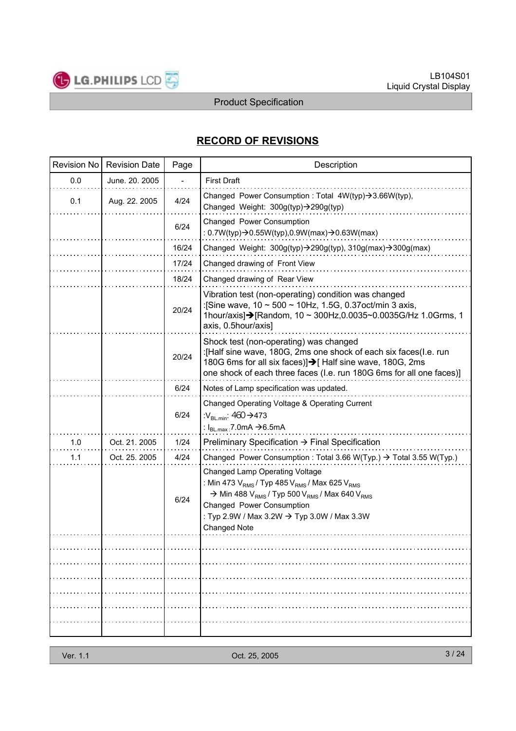## RECORD OF REVISIONS

| Revision No | Revision Date | Page | Description |
|---|---|---|---|
| 0.0 | June. 20. 2005 | - | First Draft |
| 0.1 | Aug. 22. 2005 | 4/24 | Changed Power Consumption : Total 4W(typ)→3.66W(typ),<br>Changed Weight: 300g(typ)→290g(typ) |
| | | 6/24 | Changed Power Consumption<br>: 0.7W(typ)→0.55W(typ),0.9W(max)→0.63W(max) |
| | | 16/24 | Changed Weight: 300g(typ)→290g(typ), 310g(max)→300g(max) |
| | | 17/24 | Changed drawing of Front View |
| | | 18/24 | Changed drawing of Rear View |
| | | 20/24 | Vibration test (non-operating) condition was changed<br>:[Sine wave, 10 ~ 500 ~ 10Hz, 1.5G, 0.37oct/min 3 axis, 1hour/axis]→[Random, 10 ~ 300Hz,0.0035~0.0035G/Hz 1.0Grms, 1 axis, 0.5hour/axis] |
| | | 20/24 | Shock test (non-operating) was changed<br>:[Half sine wave, 180G, 2ms one shock of each six faces(I.e. run 180G 6ms for all six faces)]→[ Half sine wave, 180G, 2ms one shock of each three faces (I.e. run 180G 6ms for all one faces)] |
| | | 6/24 | Notes of Lamp specification was updated. |
| | | 6/24 | Changed Operating Voltage & Operating Current<br>:$V_{BL.min}$: 460→473<br>: $I_{BL.max}$ :7.0mA →6.5mA |
| 1.0 | Oct. 21. 2005 | 1/24 | Preliminary Specification → Final Specification |
| 1.1 | Oct. 25. 2005 | 4/24 | Changed Power Consumption : Total 3.66 W(Typ.) → Total 3.55 W(Typ.) |
| | | 6/24 | Changed Lamp Operating Voltage<br>: Min 473 $V_{RMS}$ / Typ 485 $V_{RMS}$ / Max 625 $V_{RMS}$<br>→ Min 488 $V_{RMS}$ / Typ 500 $V_{RMS}$ / Max 640 $V_{RMS}$<br>Changed Power Consumption<br>: Typ 2.9W / Max 3.2W → Typ 3.0W / Max 3.3W<br>Changed Note |
| | | | |
| | | | |
| | | | |
| | | | |
| | | | |
| | | | |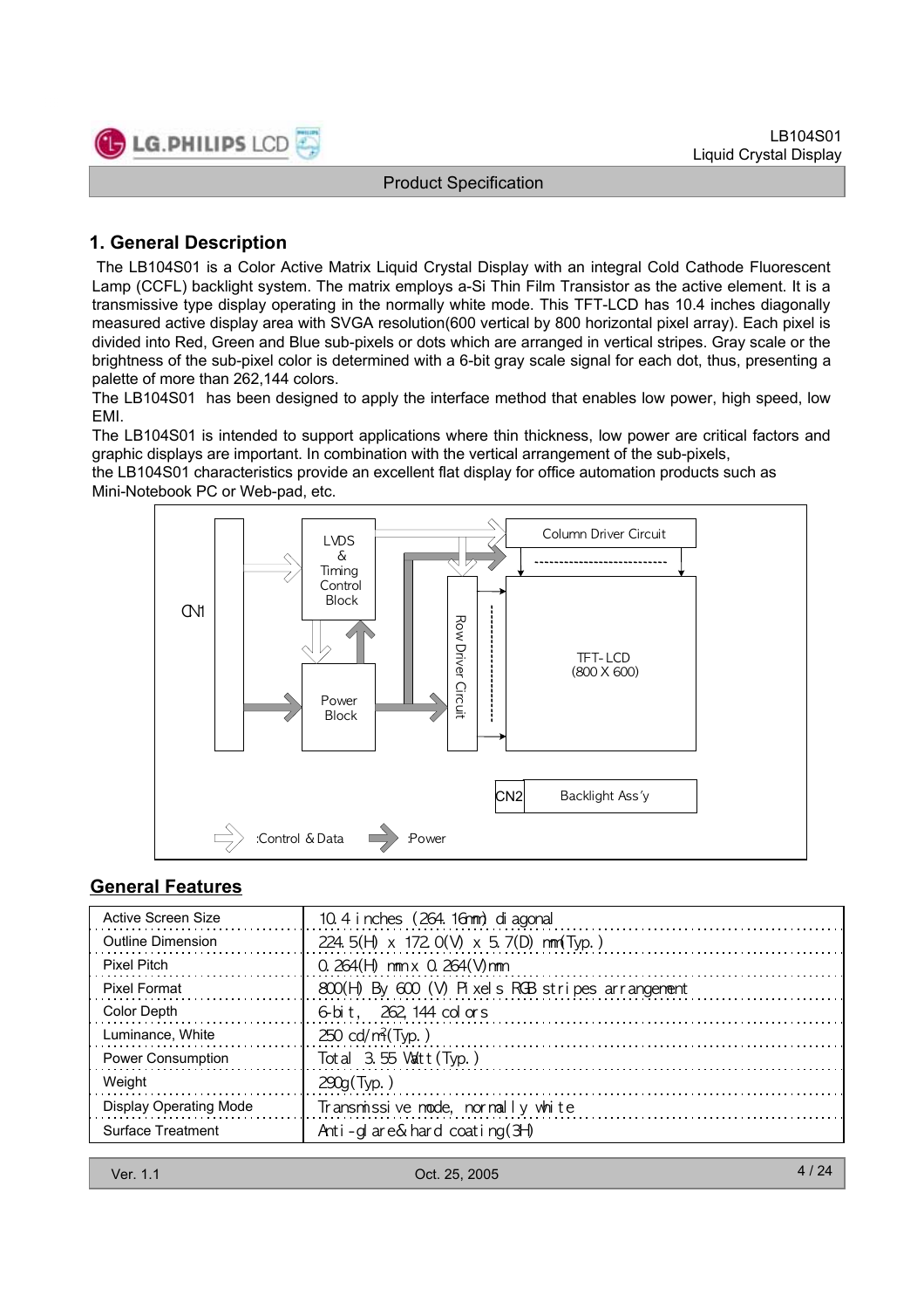# 1. General Description

The LB104S01 is a Color Active Matrix Liquid Crystal Display with an integral Cold Cathode Fluorescent Lamp (CCFL) backlight system. The matrix employs a-Si Thin Film Transistor as the active element. It is a transmissive type display operating in the normally white mode. This TFT-LCD has 10.4 inches diagonally measured active display area with SVGA resolution(600 vertical by 800 horizontal pixel array). Each pixel is divided into Red, Green and Blue sub-pixels or dots which are arranged in vertical stripes. Gray scale or the brightness of the sub-pixel color is determined with a 6-bit gray scale signal for each dot, thus, presenting a palette of more than 262,144 colors.

The LB104S01 has been designed to apply the interface method that enables low power, high speed, low EMI.

The LB104S01 is intended to support applications where thin thickness, low power are critical factors and graphic displays are important. In combination with the vertical arrangement of the sub-pixels, the LB104S01 characteristics provide an excellent flat display for office automation products such as Mini-Notebook PC or Web-pad, etc.

CN1

LVDS & Timing Control Block

Power Block

Row Driver Circuit

Column Driver Circuit

TFT-LCD (800 X 600)

CN2 Backlight Ass'y

:Control & Data :Power

## General Features

| | |
|---|---|
| Active Screen Size | 10.4 inches (264.16mm) diagonal |
| Outline Dimension | 224.5(H) x 172.0(V) x 5.7(D) mm(Typ.) |
| Pixel Pitch | 0.264(H) mm x 0.264(V)mm |
| Pixel Format | 800(H) By 600 (V) Pixels RGB stripes arrangement |
| Color Depth | 6-bit, 262,144 colors |
| Luminance, White | 250 cd/m$^2$(Typ.) |
| Power Consumption | Total 3.55 Watt(Typ.) |
| Weight | 290g(Typ.) |
| Display Operating Mode | Transmissive mode, normally white |
| Surface Treatment | Anti-glare& hard coating(3H) |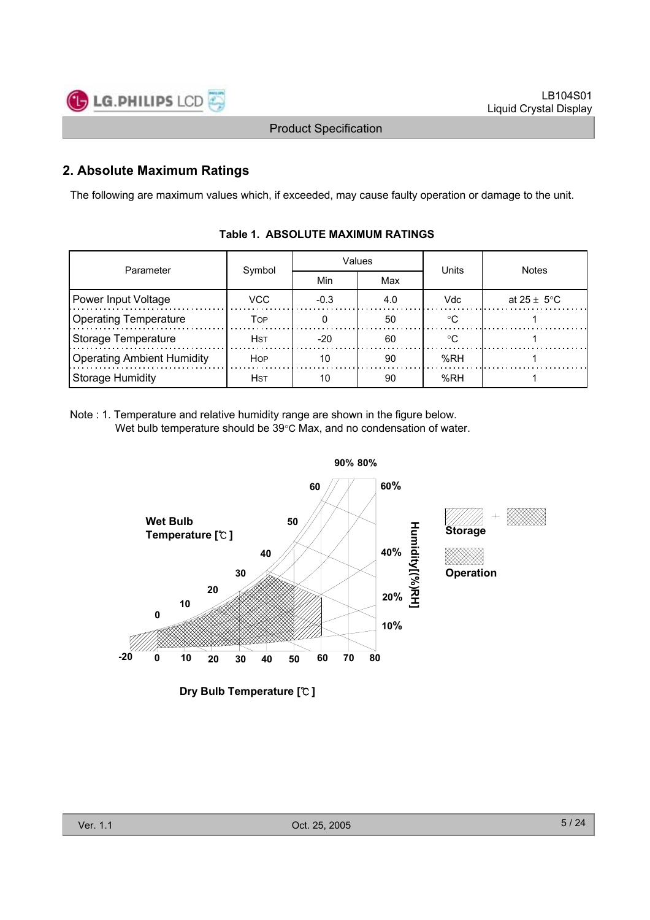## 2. Absolute Maximum Ratings

The following are maximum values which, if exceeded, may cause faulty operation or damage to the unit.

**Table 1. ABSOLUTE MAXIMUM RATINGS**

| Parameter | Symbol | Values | | Units | Notes |
|---|---|---|---|---|---|
| | | Min | Max | | |
| Power Input Voltage | VCC | -0.3 | 4.0 | Vdc | at 25 ± 5°C |
| Operating Temperature | TOP | 0 | 50 | °C | 1 |
| Storage Temperature | HST | -20 | 60 | °C | 1 |
| Operating Ambient Humidity | HOP | 10 | 90 | %RH | 1 |
| Storage Humidity | HST | 10 | 90 | %RH | 1 |

Note : 1. Temperature and relative humidity range are shown in the figure below.
Wet bulb temperature should be 39°C Max, and no condensation of water.

Wet Bulb Temperature [℃]

Humidity[(%)RH]

Storage

Operation

Dry Bulb Temperature [℃]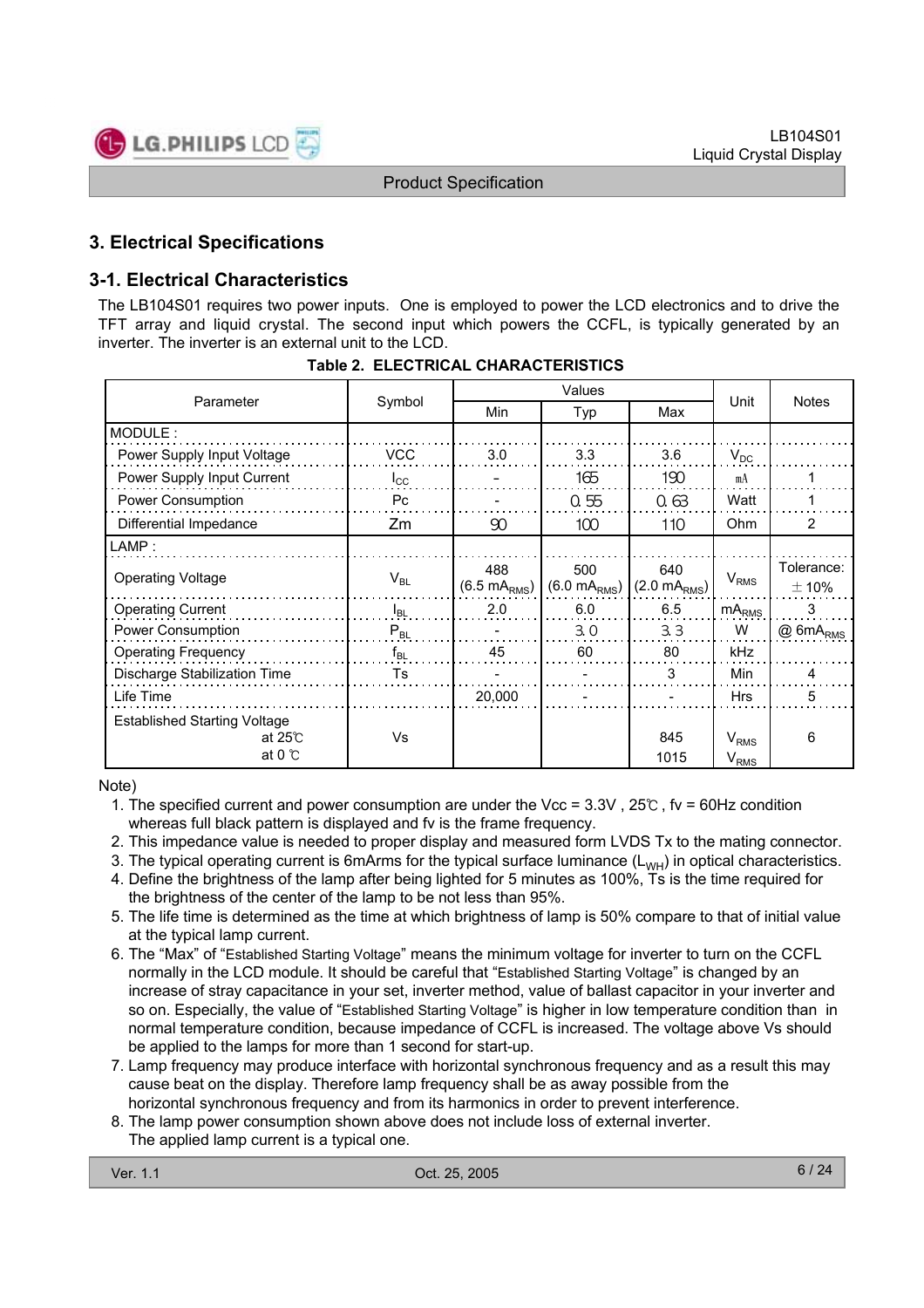## 3. Electrical Specifications

### 3-1. Electrical Characteristics

The LB104S01 requires two power inputs. One is employed to power the LCD electronics and to drive the TFT array and liquid crystal. The second input which powers the CCFL, is typically generated by an inverter. The inverter is an external unit to the LCD.

**Table 2. ELECTRICAL CHARACTERISTICS**

| Parameter | Symbol | Values | | | Unit | Notes |
|---|---|---|---|---|---|---|
| | | Min | Typ | Max | | |
| MODULE : | | | | | | |
| Power Supply Input Voltage | VCC | 3.0 | 3.3 | 3.6 | $V_{DC}$ | |
| Power Supply Input Current | $I_{CC}$ | - | 165 | 190 | mA | 1 |
| Power Consumption | Pc | - | 0.55 | 0.63 | Watt | 1 |
| Differential Impedance | Zm | 90 | 100 | 110 | Ohm | 2 |
| LAMP : | | | | | | |
| Operating Voltage | $V_{BL}$ | 488 (6.5 $mA_{RMS}$) | 500 (6.0 $mA_{RMS}$) | 640 (2.0 $mA_{RMS}$) | $V_{RMS}$ | Tolerance: ±10% |
| Operating Current | $I_{BL}$ | 2.0 | 6.0 | 6.5 | $mA_{RMS}$ | 3 |
| Power Consumption | $P_{BL}$ | - | 3.0 | 3.3 | W | @ 6$mA_{RMS}$ |
| Operating Frequency | $f_{BL}$ | 45 | 60 | 80 | kHz | |
| Discharge Stabilization Time | Ts | - | - | 3 | Min | 4 |
| Life Time | | 20,000 | - | - | Hrs | 5 |
| Established Starting Voltage at 25℃ / at 0 ℃ | Vs | | | 845 / 1015 | $V_{RMS}$ / $V_{RMS}$ | 6 |

Note)

1. The specified current and power consumption are under the Vcc = 3.3V , 25℃ , fv = 60Hz condition whereas full black pattern is displayed and fv is the frame frequency.
2. This impedance value is needed to proper display and measured form LVDS Tx to the mating connector.
3. The typical operating current is 6mArms for the typical surface luminance ($L_{WH}$) in optical characteristics.
4. Define the brightness of the lamp after being lighted for 5 minutes as 100%, Ts is the time required for the brightness of the center of the lamp to be not less than 95%.
5. The life time is determined as the time at which brightness of lamp is 50% compare to that of initial value at the typical lamp current.
6. The "Max" of "Established Starting Voltage" means the minimum voltage for inverter to turn on the CCFL normally in the LCD module. It should be careful that "Established Starting Voltage" is changed by an increase of stray capacitance in your set, inverter method, value of ballast capacitor in your inverter and so on. Especially, the value of "Established Starting Voltage" is higher in low temperature condition than in normal temperature condition, because impedance of CCFL is increased. The voltage above Vs should be applied to the lamps for more than 1 second for start-up.
7. Lamp frequency may produce interface with horizontal synchronous frequency and as a result this may cause beat on the display. Therefore lamp frequency shall be as away possible from the horizontal synchronous frequency and from its harmonics in order to prevent interference.
8. The lamp power consumption shown above does not include loss of external inverter. The applied lamp current is a typical one.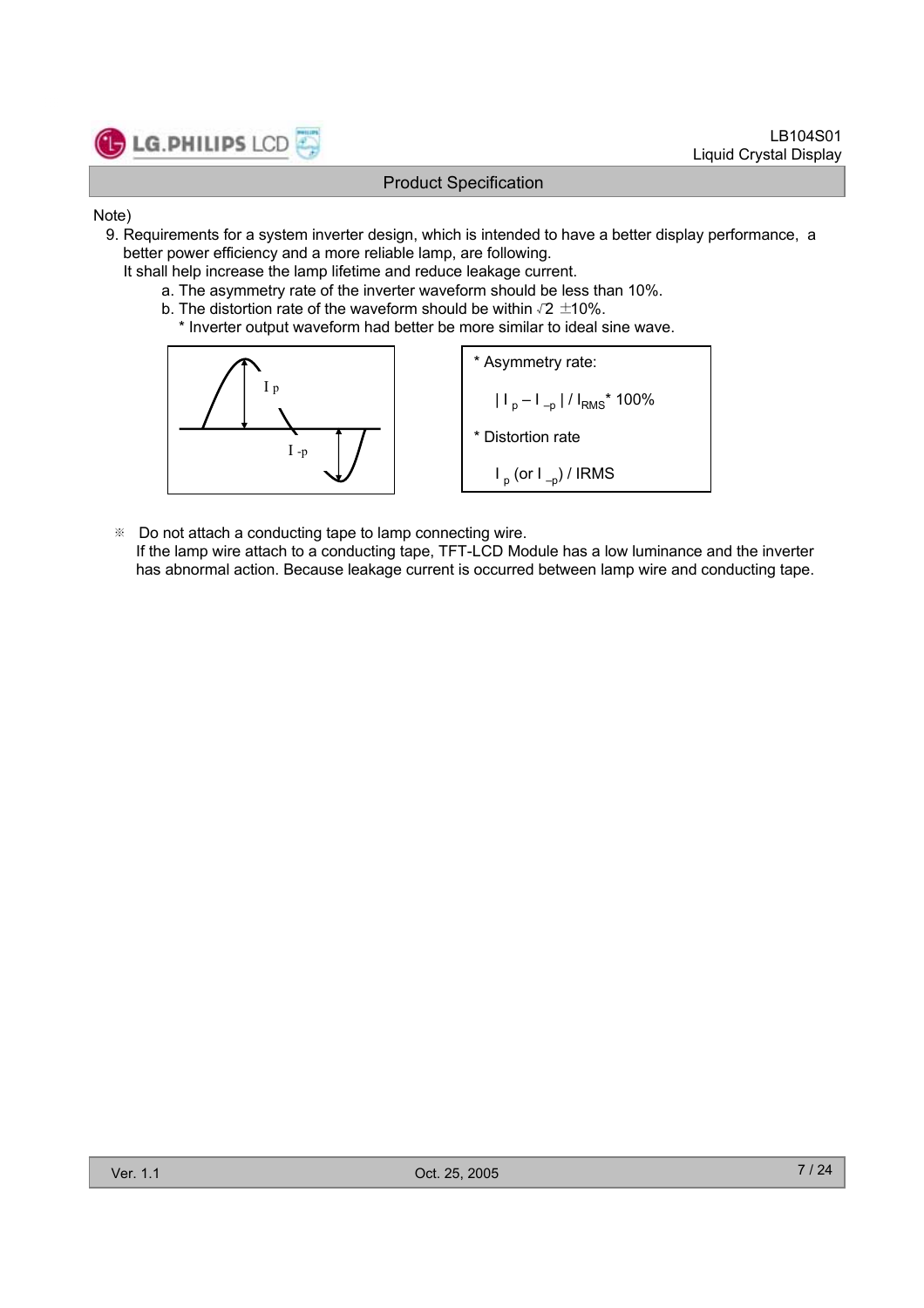Note)

9. Requirements for a system inverter design, which is intended to have a better display performance, a better power efficiency and a more reliable lamp, are following.
   It shall help increase the lamp lifetime and reduce leakage current.
   a. The asymmetry rate of the inverter waveform should be less than 10%.
   b. The distortion rate of the waveform should be within $\sqrt{2}$ ±10%.
      * Inverter output waveform had better be more similar to ideal sine wave.

* Asymmetry rate:

  $| I_p – I_{-p} | / I_{RMS}$ * 100%

* Distortion rate

  $I_p$ (or $I_{-p}$) / IRMS

※ Do not attach a conducting tape to lamp connecting wire.
If the lamp wire attach to a conducting tape, TFT-LCD Module has a low luminance and the inverter has abnormal action. Because leakage current is occurred between lamp wire and conducting tape.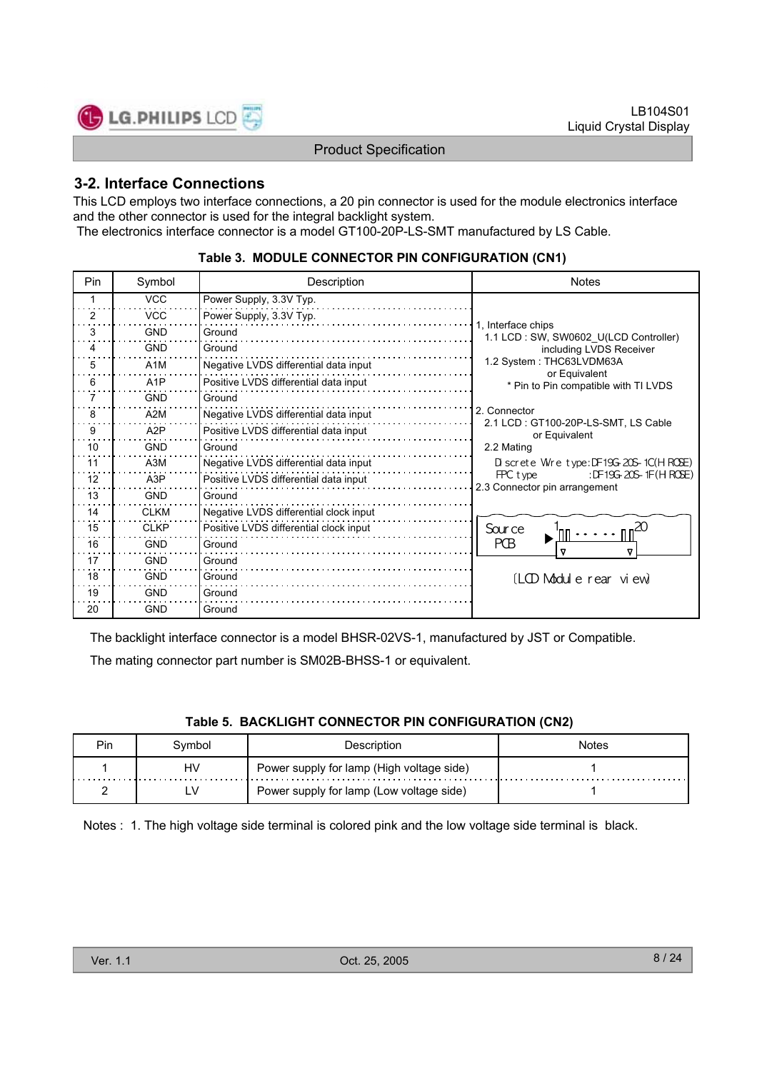## 3-2. Interface Connections

This LCD employs two interface connections, a 20 pin connector is used for the module electronics interface and the other connector is used for the integral backlight system.
The electronics interface connector is a model GT100-20P-LS-SMT manufactured by LS Cable.

**Table 3. MODULE CONNECTOR PIN CONFIGURATION (CN1)**

| Pin | Symbol | Description | Notes |
|---|---|---|---|
| 1 | VCC | Power Supply, 3.3V Typ. | 1, Interface chips<br>1.1 LCD : SW, SW0602_U(LCD Controller) including LVDS Receiver<br>1.2 System : THC63LVDM63A or Equivalent<br>* Pin to Pin compatible with TI LVDS<br>2. Connector<br>2.1 LCD : GT100-20P-LS-SMT, LS Cable or Equivalent<br>2.2 Mating<br>Discrete Wire type:DF19G-20S-1C(HIROSE)<br>FPC type :DF19G-20S-1F(HIROSE)<br>2.3 Connector pin arrangement<br>Source PCB, 1 ... 20<br>(LCD Module rear view) |
| 2 | VCC | Power Supply, 3.3V Typ. | |
| 3 | GND | Ground | |
| 4 | GND | Ground | |
| 5 | A1M | Negative LVDS differential data input | |
| 6 | A1P | Positive LVDS differential data input | |
| 7 | GND | Ground | |
| 8 | A2M | Negative LVDS differential data input | |
| 9 | A2P | Positive LVDS differential data input | |
| 10 | GND | Ground | |
| 11 | A3M | Negative LVDS differential data input | |
| 12 | A3P | Positive LVDS differential data input | |
| 13 | GND | Ground | |
| 14 | CLKM | Negative LVDS differential clock input | |
| 15 | CLKP | Positive LVDS differential clock input | |
| 16 | GND | Ground | |
| 17 | GND | Ground | |
| 18 | GND | Ground | |
| 19 | GND | Ground | |
| 20 | GND | Ground | |

The backlight interface connector is a model BHSR-02VS-1, manufactured by JST or Compatible.

The mating connector part number is SM02B-BHSS-1 or equivalent.

**Table 5. BACKLIGHT CONNECTOR PIN CONFIGURATION (CN2)**

| Pin | Symbol | Description | Notes |
|---|---|---|---|
| 1 | HV | Power supply for lamp (High voltage side) | 1 |
| 2 | LV | Power supply for lamp (Low voltage side) | 1 |

Notes : 1. The high voltage side terminal is colored pink and the low voltage side terminal is black.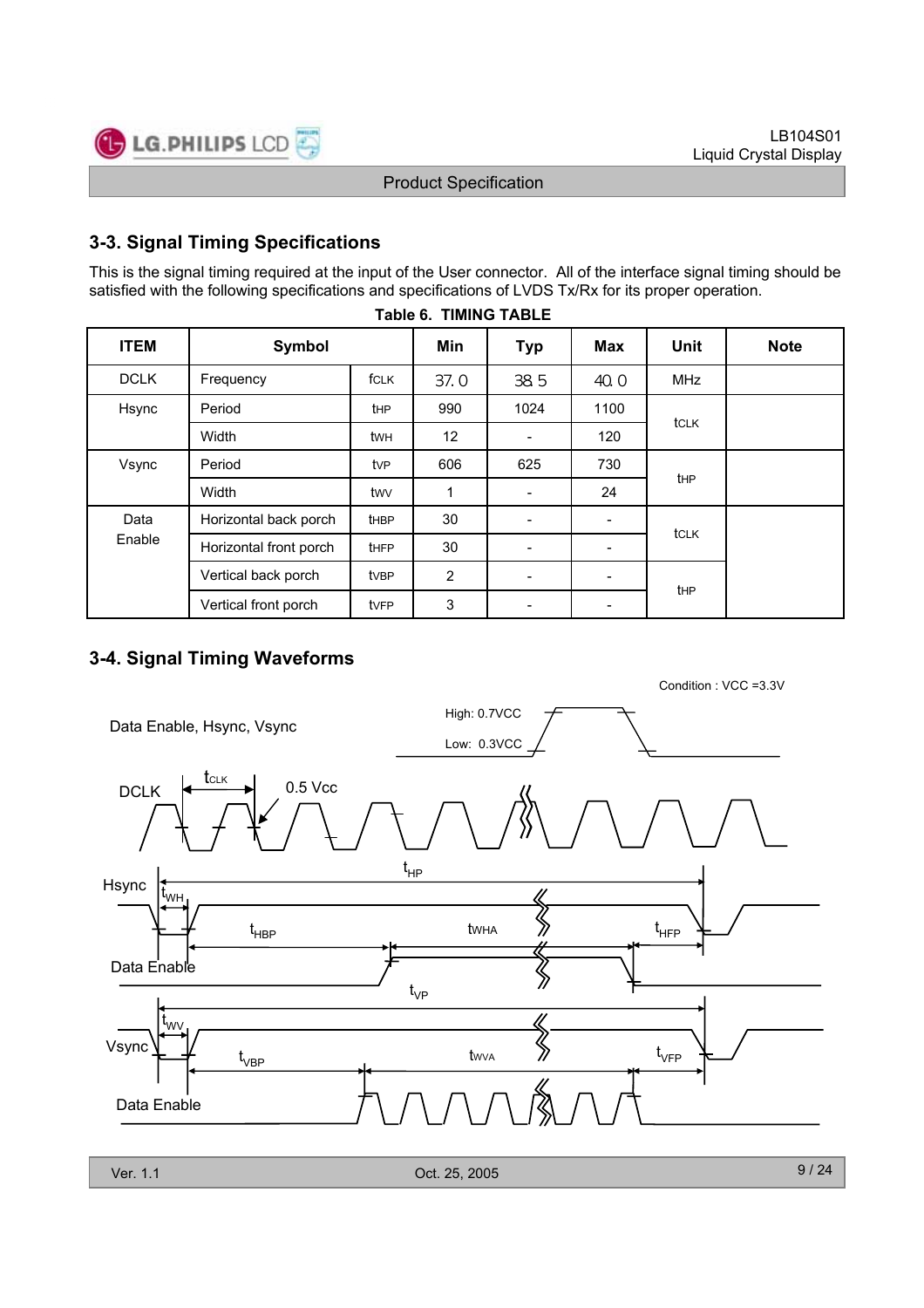## 3-3. Signal Timing Specifications

This is the signal timing required at the input of the User connector. All of the interface signal timing should be satisfied with the following specifications and specifications of LVDS Tx/Rx for its proper operation.

**Table 6. TIMING TABLE**

| ITEM | Symbol | | Min | Typ | Max | Unit | Note |
|---|---|---|---|---|---|---|---|
| DCLK | Frequency | $f_{CLK}$ | 37.0 | 38.5 | 40.0 | MHz | |
| Hsync | Period | $t_{HP}$ | 990 | 1024 | 1100 | $t_{CLK}$ | |
| | Width | $t_{WH}$ | 12 | - | 120 | | |
| Vsync | Period | $t_{VP}$ | 606 | 625 | 730 | $t_{HP}$ | |
| | Width | $t_{WV}$ | 1 | - | 24 | | |
| Data Enable | Horizontal back porch | $t_{HBP}$ | 30 | - | - | $t_{CLK}$ | |
| | Horizontal front porch | $t_{HFP}$ | 30 | - | - | | |
| | Vertical back porch | $t_{VBP}$ | 2 | - | - | $t_{HP}$ | |
| | Vertical front porch | $t_{VFP}$ | 3 | - | - | | |

## 3-4. Signal Timing Waveforms

Condition : VCC =3.3V

Data Enable, Hsync, Vsync — High: 0.7VCC, Low: 0.3VCC

DCLK — $t_{CLK}$, 0.5 Vcc

Hsync — $t_{HP}$, $t_{WH}$, $t_{HBP}$, $t_{WHA}$, $t_{HFP}$ — Data Enable

Vsync — $t_{VP}$, $t_{WV}$, $t_{VBP}$, $t_{WVA}$, $t_{VFP}$ — Data Enable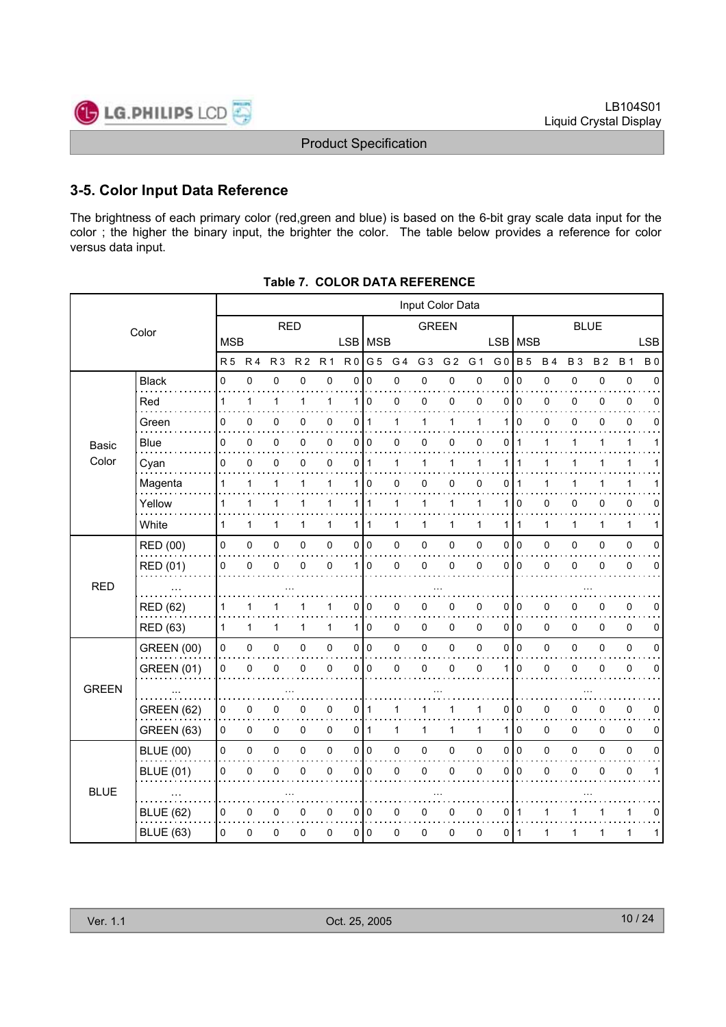## 3-5. Color Input Data Reference

The brightness of each primary color (red,green and blue) is based on the 6-bit gray scale data input for the color ; the higher the binary input, the brighter the color. The table below provides a reference for color versus data input.

**Table 7. COLOR DATA REFERENCE**

| Color | | Input Color Data | | | | | | | | | | | | | | | | | |
|---|---|---|---|---|---|---|---|---|---|---|---|---|---|---|---|---|---|---|---|
| | | RED | | | | | | GREEN | | | | | | BLUE | | | | | |
| | | MSB | | | | | LSB | MSB | | | | | LSB | MSB | | | | | LSB |
| | | R 5 | R 4 | R 3 | R 2 | R 1 | R 0 | G 5 | G 4 | G 3 | G 2 | G 1 | G 0 | B 5 | B 4 | B 3 | B 2 | B 1 | B 0 |
| Basic Color | Black | 0 | 0 | 0 | 0 | 0 | 0 | 0 | 0 | 0 | 0 | 0 | 0 | 0 | 0 | 0 | 0 | 0 | 0 |
| | Red | 1 | 1 | 1 | 1 | 1 | 1 | 0 | 0 | 0 | 0 | 0 | 0 | 0 | 0 | 0 | 0 | 0 | 0 |
| | Green | 0 | 0 | 0 | 0 | 0 | 0 | 1 | 1 | 1 | 1 | 1 | 1 | 0 | 0 | 0 | 0 | 0 | 0 |
| | Blue | 0 | 0 | 0 | 0 | 0 | 0 | 0 | 0 | 0 | 0 | 0 | 0 | 1 | 1 | 1 | 1 | 1 | 1 |
| | Cyan | 0 | 0 | 0 | 0 | 0 | 0 | 1 | 1 | 1 | 1 | 1 | 1 | 1 | 1 | 1 | 1 | 1 | 1 |
| | Magenta | 1 | 1 | 1 | 1 | 1 | 1 | 0 | 0 | 0 | 0 | 0 | 0 | 1 | 1 | 1 | 1 | 1 | 1 |
| | Yellow | 1 | 1 | 1 | 1 | 1 | 1 | 1 | 1 | 1 | 1 | 1 | 1 | 0 | 0 | 0 | 0 | 0 | 0 |
| | White | 1 | 1 | 1 | 1 | 1 | 1 | 1 | 1 | 1 | 1 | 1 | 1 | 1 | 1 | 1 | 1 | 1 | 1 |
| RED | RED (00) | 0 | 0 | 0 | 0 | 0 | 0 | 0 | 0 | 0 | 0 | 0 | 0 | 0 | 0 | 0 | 0 | 0 | 0 |
| | RED (01) | 0 | 0 | 0 | 0 | 0 | 1 | 0 | 0 | 0 | 0 | 0 | 0 | 0 | 0 | 0 | 0 | 0 | 0 |
| | ... | ... | | | | | | ... | | | | | | ... | | | | | |
| | RED (62) | 1 | 1 | 1 | 1 | 1 | 0 | 0 | 0 | 0 | 0 | 0 | 0 | 0 | 0 | 0 | 0 | 0 | 0 |
| | RED (63) | 1 | 1 | 1 | 1 | 1 | 1 | 0 | 0 | 0 | 0 | 0 | 0 | 0 | 0 | 0 | 0 | 0 | 0 |
| GREEN | GREEN (00) | 0 | 0 | 0 | 0 | 0 | 0 | 0 | 0 | 0 | 0 | 0 | 0 | 0 | 0 | 0 | 0 | 0 | 0 |
| | GREEN (01) | 0 | 0 | 0 | 0 | 0 | 0 | 0 | 0 | 0 | 0 | 0 | 1 | 0 | 0 | 0 | 0 | 0 | 0 |
| | ... | ... | | | | | | ... | | | | | | ... | | | | | |
| | GREEN (62) | 0 | 0 | 0 | 0 | 0 | 0 | 1 | 1 | 1 | 1 | 1 | 0 | 0 | 0 | 0 | 0 | 0 | 0 |
| | GREEN (63) | 0 | 0 | 0 | 0 | 0 | 0 | 1 | 1 | 1 | 1 | 1 | 1 | 0 | 0 | 0 | 0 | 0 | 0 |
| BLUE | BLUE (00) | 0 | 0 | 0 | 0 | 0 | 0 | 0 | 0 | 0 | 0 | 0 | 0 | 0 | 0 | 0 | 0 | 0 | 0 |
| | BLUE (01) | 0 | 0 | 0 | 0 | 0 | 0 | 0 | 0 | 0 | 0 | 0 | 0 | 0 | 0 | 0 | 0 | 0 | 1 |
| | ... | ... | | | | | | ... | | | | | | ... | | | | | |
| | BLUE (62) | 0 | 0 | 0 | 0 | 0 | 0 | 0 | 0 | 0 | 0 | 0 | 0 | 1 | 1 | 1 | 1 | 1 | 0 |
| | BLUE (63) | 0 | 0 | 0 | 0 | 0 | 0 | 0 | 0 | 0 | 0 | 0 | 0 | 1 | 1 | 1 | 1 | 1 | 1 |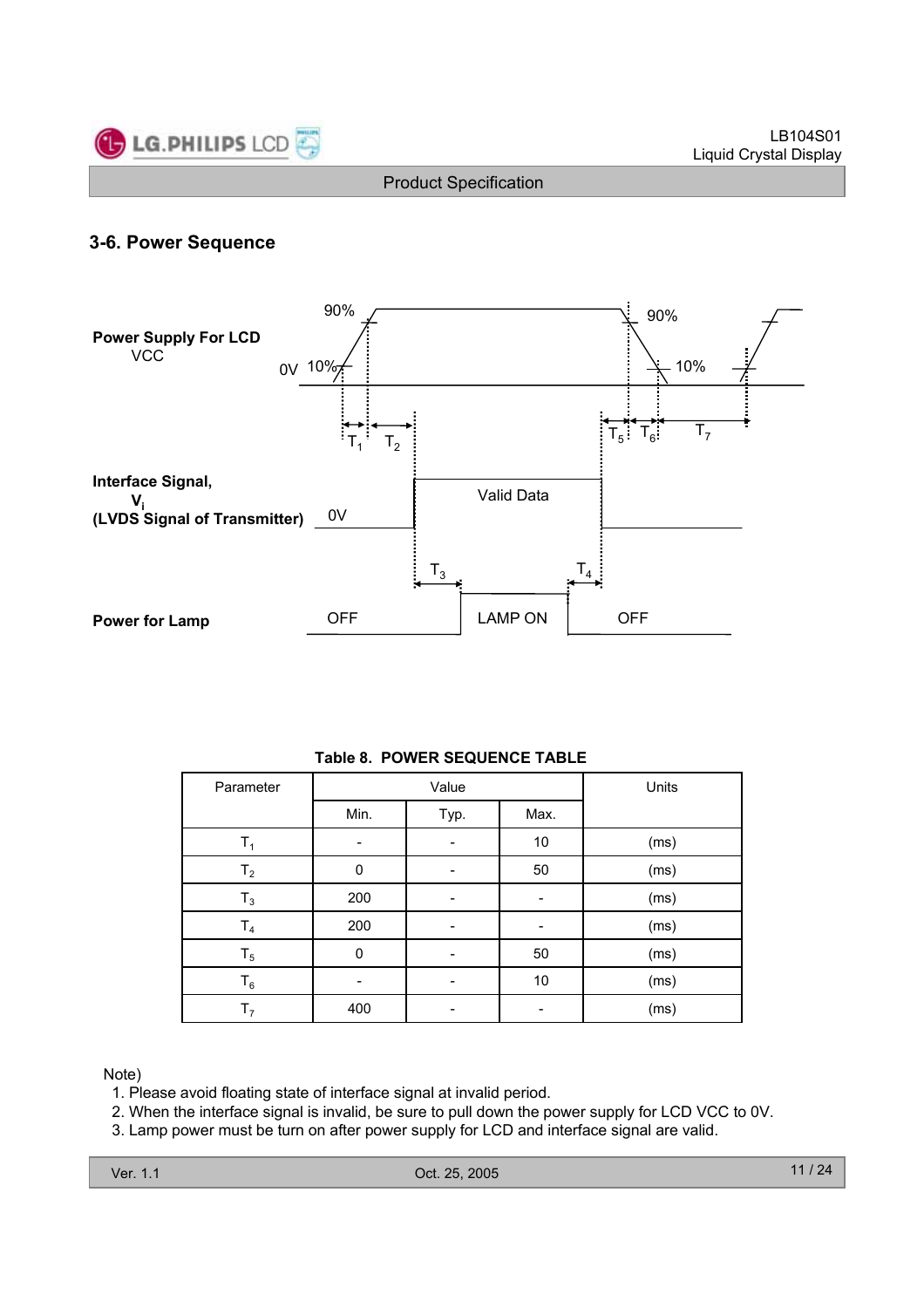## 3-6. Power Sequence

Power Supply For LCD
VCC

90% 90%
0V 10% 10%

$T_1$ $T_2$ $T_5$ $T_6$ $T_7$

Interface Signal,
$V_i$
(LVDS Signal of Transmitter) 0V

Valid Data

$T_3$ $T_4$

Power for Lamp OFF LAMP ON OFF

**Table 8. POWER SEQUENCE TABLE**

| Parameter | Value | | | Units |
|---|---|---|---|---|
| | Min. | Typ. | Max. | |
| $T_1$ | - | - | 10 | (ms) |
| $T_2$ | 0 | - | 50 | (ms) |
| $T_3$ | 200 | - | - | (ms) |
| $T_4$ | 200 | - | - | (ms) |
| $T_5$ | 0 | - | 50 | (ms) |
| $T_6$ | - | - | 10 | (ms) |
| $T_7$ | 400 | - | - | (ms) |

Note)
1. Please avoid floating state of interface signal at invalid period.
2. When the interface signal is invalid, be sure to pull down the power supply for LCD VCC to 0V.
3. Lamp power must be turn on after power supply for LCD and interface signal are valid.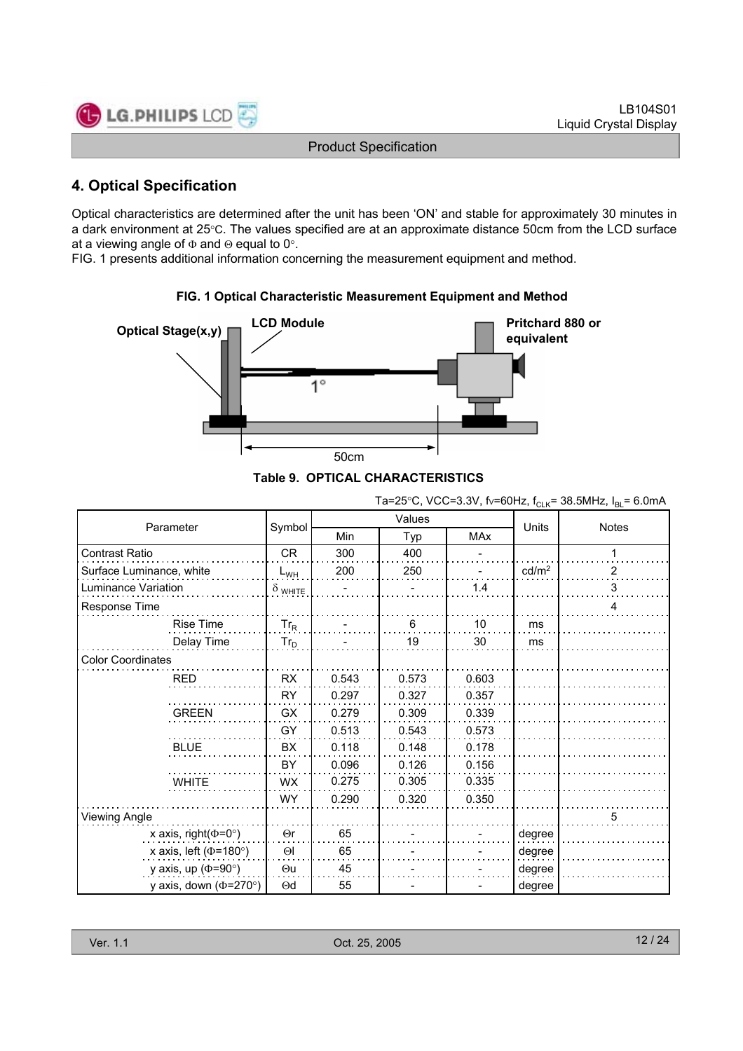## 4. Optical Specification

Optical characteristics are determined after the unit has been 'ON' and stable for approximately 30 minutes in a dark environment at 25°C. The values specified are at an approximate distance 50cm from the LCD surface at a viewing angle of Φ and Θ equal to 0°.
FIG. 1 presents additional information concerning the measurement equipment and method.

**FIG. 1 Optical Characteristic Measurement Equipment and Method**

Optical Stage(x,y) — LCD Module — Pritchard 880 or equivalent — 1° — 50cm

**Table 9. OPTICAL CHARACTERISTICS**

Ta=25°C, VCC=3.3V, fv=60Hz, $f_{CLK}$= 38.5MHz, $I_{BL}$= 6.0mA

| Parameter | Symbol | Values | | | Units | Notes |
|---|---|---|---|---|---|---|
| | | Min | Typ | MAx | | |
| Contrast Ratio | CR | 300 | 400 | - | | 1 |
| Surface Luminance, white | $L_{WH}$ | 200 | 250 | - | cd/m² | 2 |
| Luminance Variation | $\delta_{WHITE}$ | - | - | 1.4 | | 3 |
| Response Time | | | | | | 4 |
| Rise Time | $Tr_R$ | - | 6 | 10 | ms | |
| Delay Time | $Tr_D$ | - | 19 | 30 | ms | |
| Color Coordinates | | | | | | |
| RED | RX | 0.543 | 0.573 | 0.603 | | |
| | RY | 0.297 | 0.327 | 0.357 | | |
| GREEN | GX | 0.279 | 0.309 | 0.339 | | |
| | GY | 0.513 | 0.543 | 0.573 | | |
| BLUE | BX | 0.118 | 0.148 | 0.178 | | |
| | BY | 0.096 | 0.126 | 0.156 | | |
| WHITE | WX | 0.275 | 0.305 | 0.335 | | |
| | WY | 0.290 | 0.320 | 0.350 | | |
| Viewing Angle | | | | | | 5 |
| x axis, right(Φ=0°) | Θr | 65 | - | - | degree | |
| x axis, left (Φ=180°) | Θl | 65 | - | - | degree | |
| y axis, up (Φ=90°) | Θu | 45 | - | - | degree | |
| y axis, down (Φ=270°) | Θd | 55 | - | - | degree | |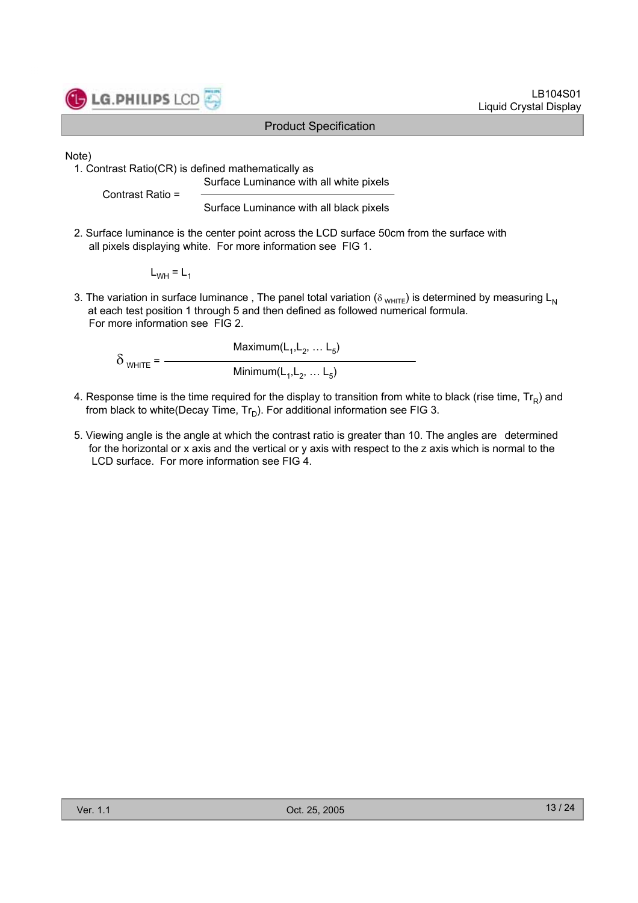Note)

1. Contrast Ratio(CR) is defined mathematically as

$$\text{Contrast Ratio} = \frac{\text{Surface Luminance with all white pixels}}{\text{Surface Luminance with all black pixels}}$$

2. Surface luminance is the center point across the LCD surface 50cm from the surface with all pixels displaying white. For more information see FIG 1.

$$L_{WH} = L_1$$

3. The variation in surface luminance , The panel total variation ($\delta_{WHITE}$) is determined by measuring $L_N$ at each test position 1 through 5 and then defined as followed numerical formula. For more information see FIG 2.

$$\delta_{WHITE} = \frac{\text{Maximum}(L_1, L_2, \ldots L_5)}{\text{Minimum}(L_1, L_2, \ldots L_5)}$$

4. Response time is the time required for the display to transition from white to black (rise time, $Tr_R$) and from black to white(Decay Time, $Tr_D$). For additional information see FIG 3.

5. Viewing angle is the angle at which the contrast ratio is greater than 10. The angles are determined for the horizontal or x axis and the vertical or y axis with respect to the z axis which is normal to the LCD surface. For more information see FIG 4.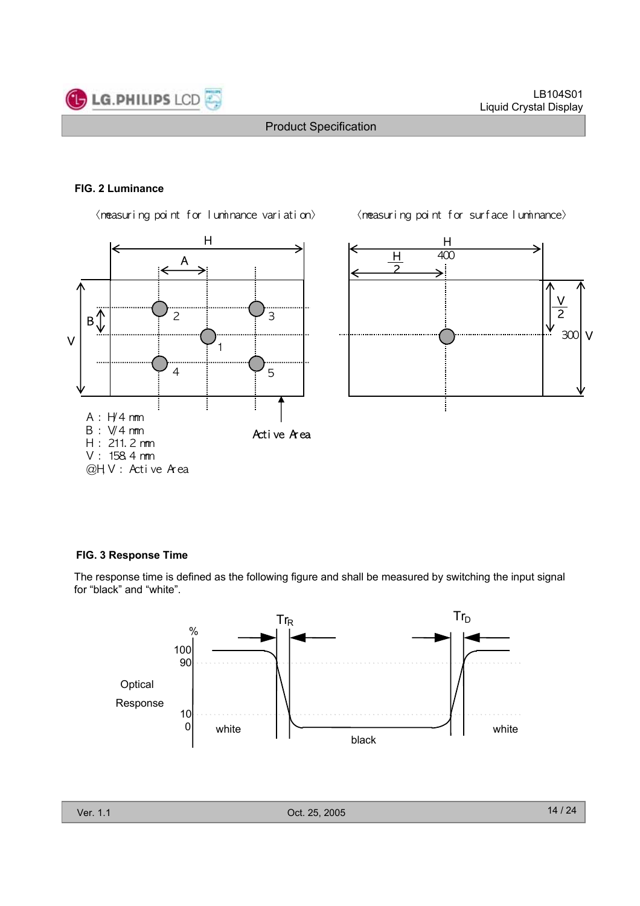**FIG. 2 Luminance**

<measuring point for luminance variation>

<measuring point for surface luminance>

A : H/4 mm
B : V/4 mm
H : 211.2 mm
V : 158.4 mm
@H,V : Active Area

Active Area

**FIG. 3 Response Time**

The response time is defined as the following figure and shall be measured by switching the input signal for “black” and “white”.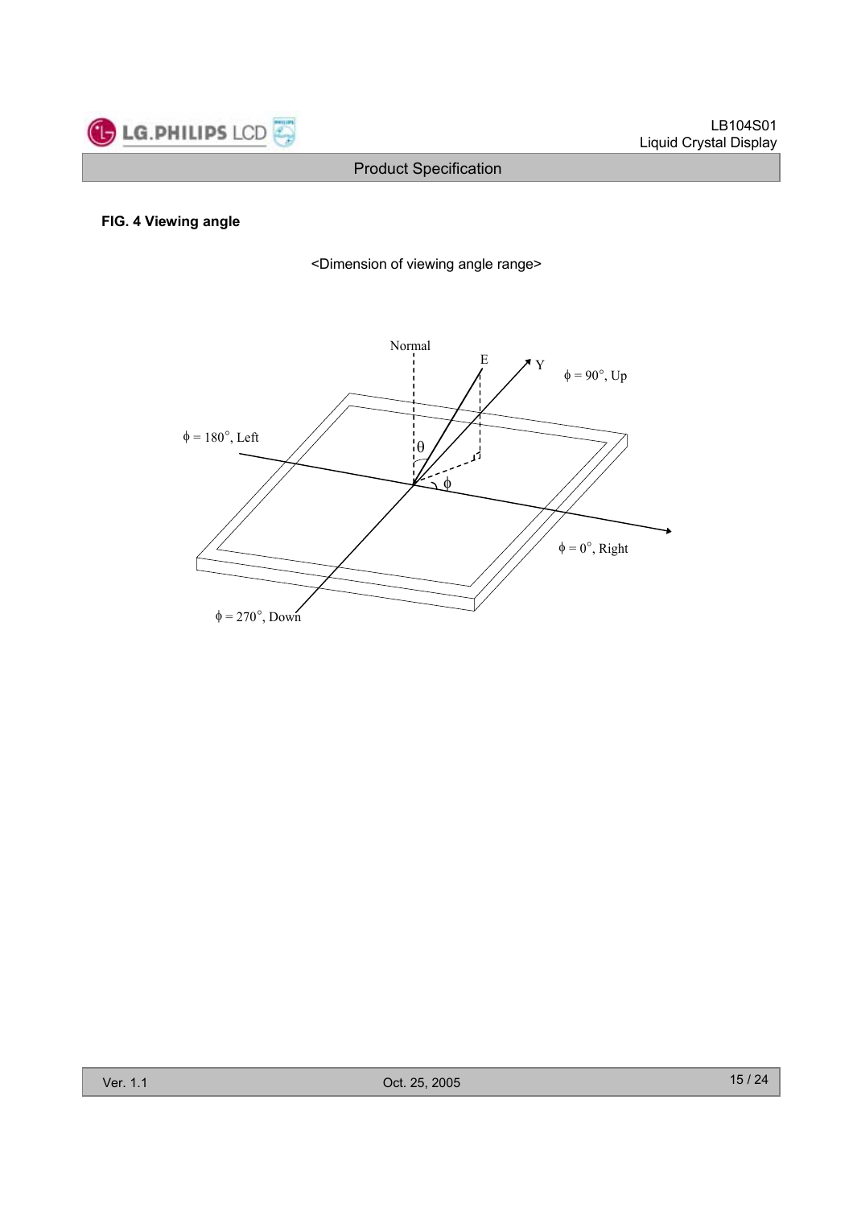**FIG. 4 Viewing angle**

<Dimension of viewing angle range>

Normal

E

Y

$\phi$ = 90°, Up

$\phi$ = 180°, Left

$\theta$

$\phi$

$\phi$ = 0°, Right

$\phi$ = 270°, Down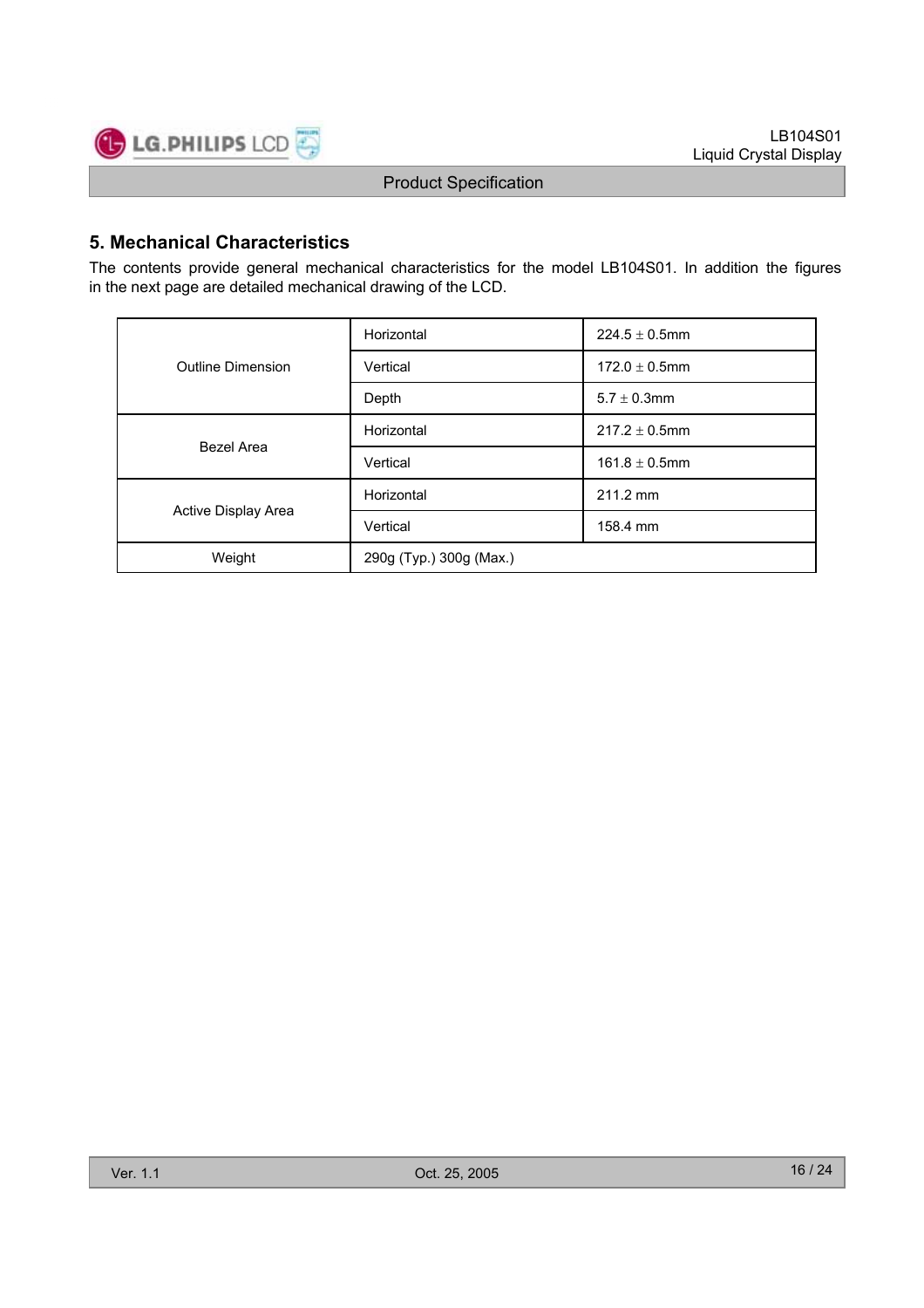## 5. Mechanical Characteristics

The contents provide general mechanical characteristics for the model LB104S01. In addition the figures in the next page are detailed mechanical drawing of the LCD.

| | | |
|---|---|---|
| Outline Dimension | Horizontal | 224.5 ± 0.5mm |
| | Vertical | 172.0 ± 0.5mm |
| | Depth | 5.7 ± 0.3mm |
| Bezel Area | Horizontal | 217.2 ± 0.5mm |
| | Vertical | 161.8 ± 0.5mm |
| Active Display Area | Horizontal | 211.2 mm |
| | Vertical | 158.4 mm |
| Weight | 290g (Typ.) 300g (Max.) | |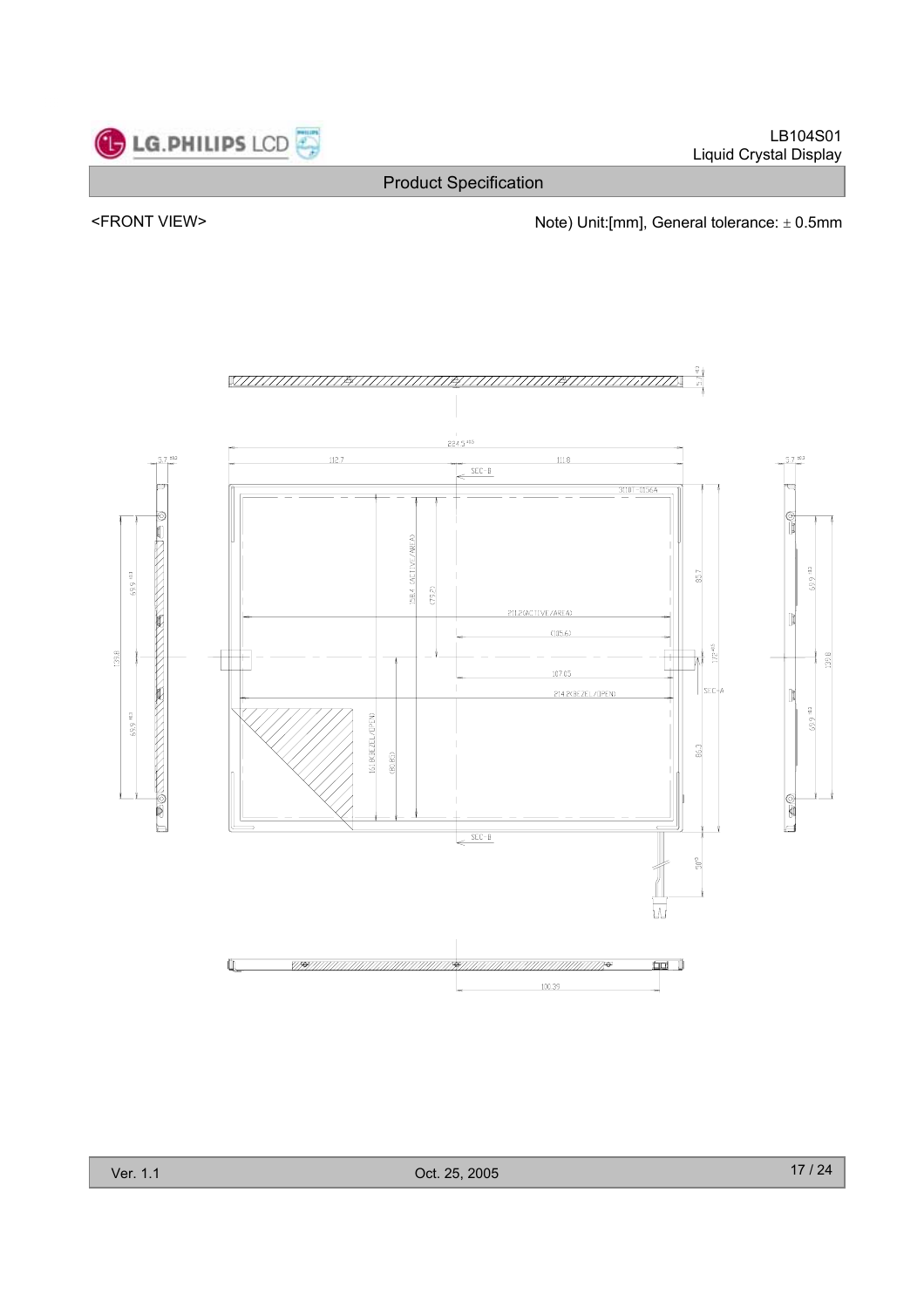<FRONT VIEW>

Note) Unit:[mm], General tolerance: ± 0.5mm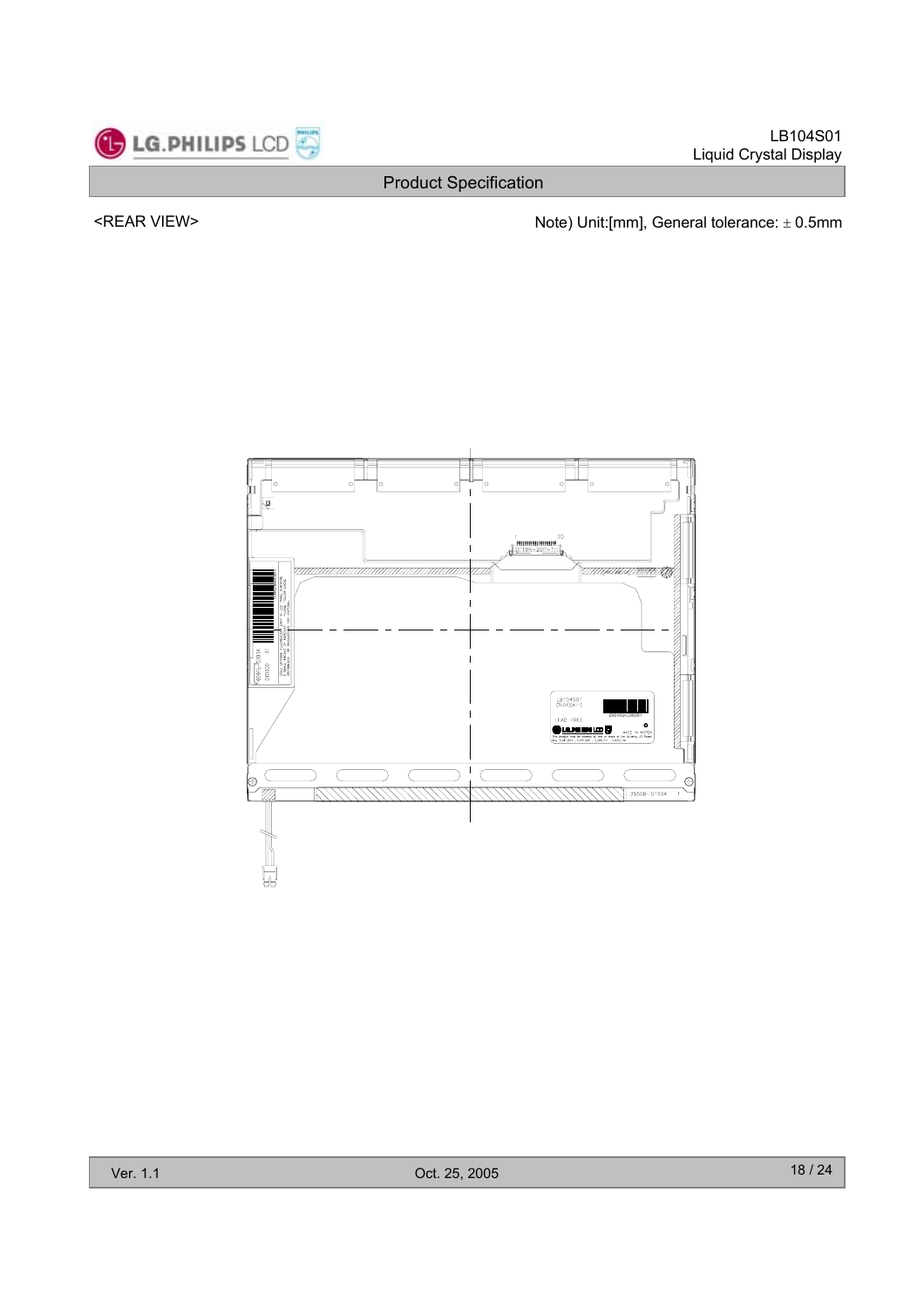<REAR VIEW>

Note) Unit:[mm], General tolerance: ± 0.5mm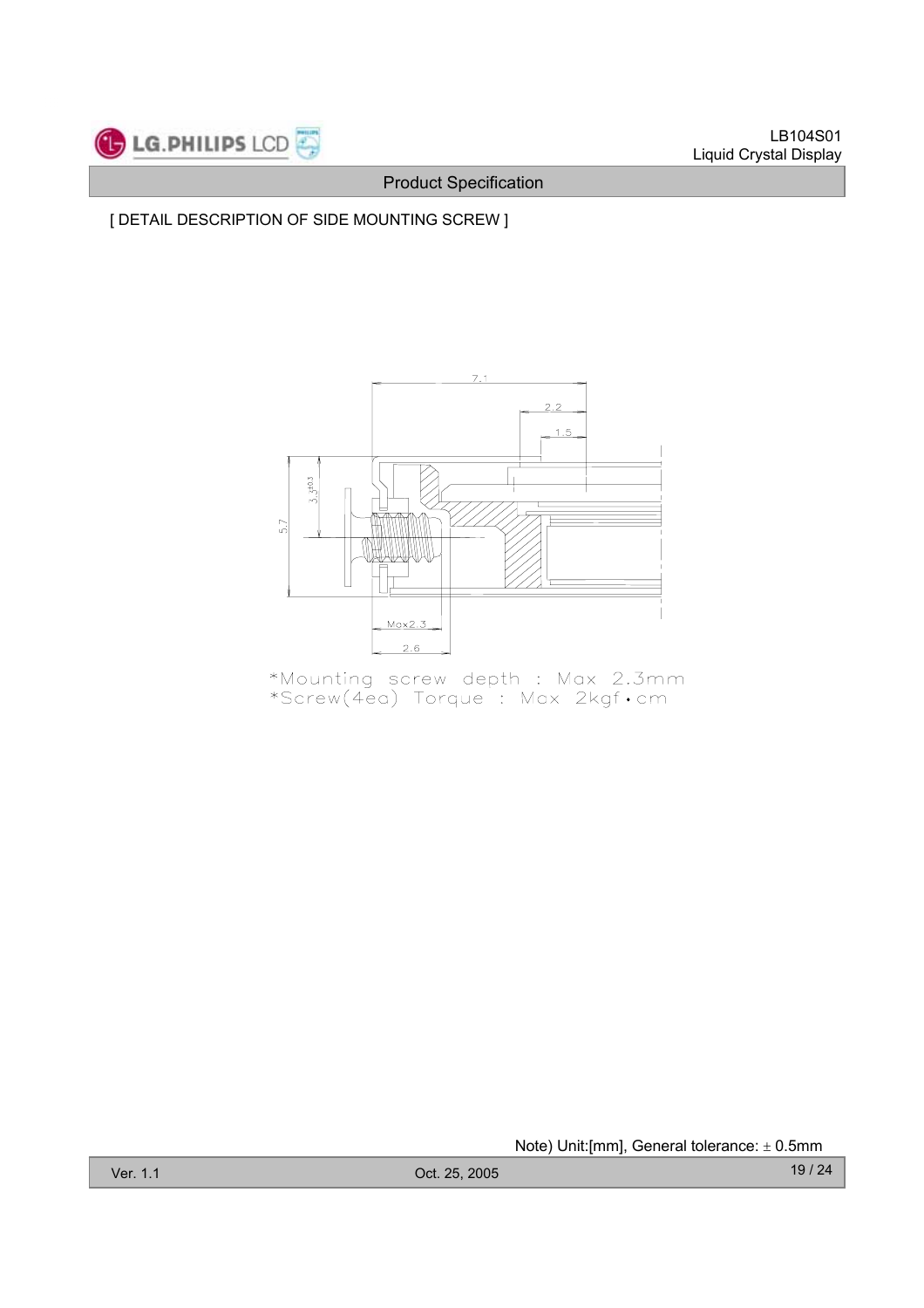[ DETAIL DESCRIPTION OF SIDE MOUNTING SCREW ]

*Mounting screw depth : Max 2.3mm
*Screw(4ea) Torque : Max 2kgf•cm

Note) Unit:[mm], General tolerance: ± 0.5mm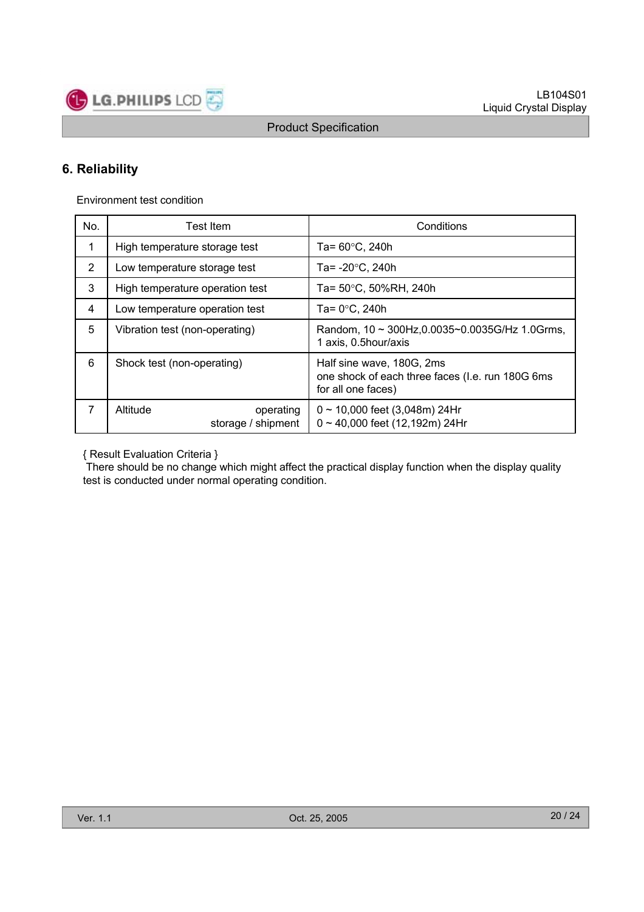## 6. Reliability

Environment test condition

| No. | Test Item | Conditions |
|---|---|---|
| 1 | High temperature storage test | Ta= 60°C, 240h |
| 2 | Low temperature storage test | Ta= -20°C, 240h |
| 3 | High temperature operation test | Ta= 50°C, 50%RH, 240h |
| 4 | Low temperature operation test | Ta= 0°C, 240h |
| 5 | Vibration test (non-operating) | Random, 10 ~ 300Hz,0.0035~0.0035G/Hz 1.0Grms, 1 axis, 0.5hour/axis |
| 6 | Shock test (non-operating) | Half sine wave, 180G, 2ms one shock of each three faces (I.e. run 180G 6ms for all one faces) |
| 7 | Altitude operating storage / shipment | 0 ~ 10,000 feet (3,048m) 24Hr 0 ~ 40,000 feet (12,192m) 24Hr |

{ Result Evaluation Criteria }
There should be no change which might affect the practical display function when the display quality test is conducted under normal operating condition.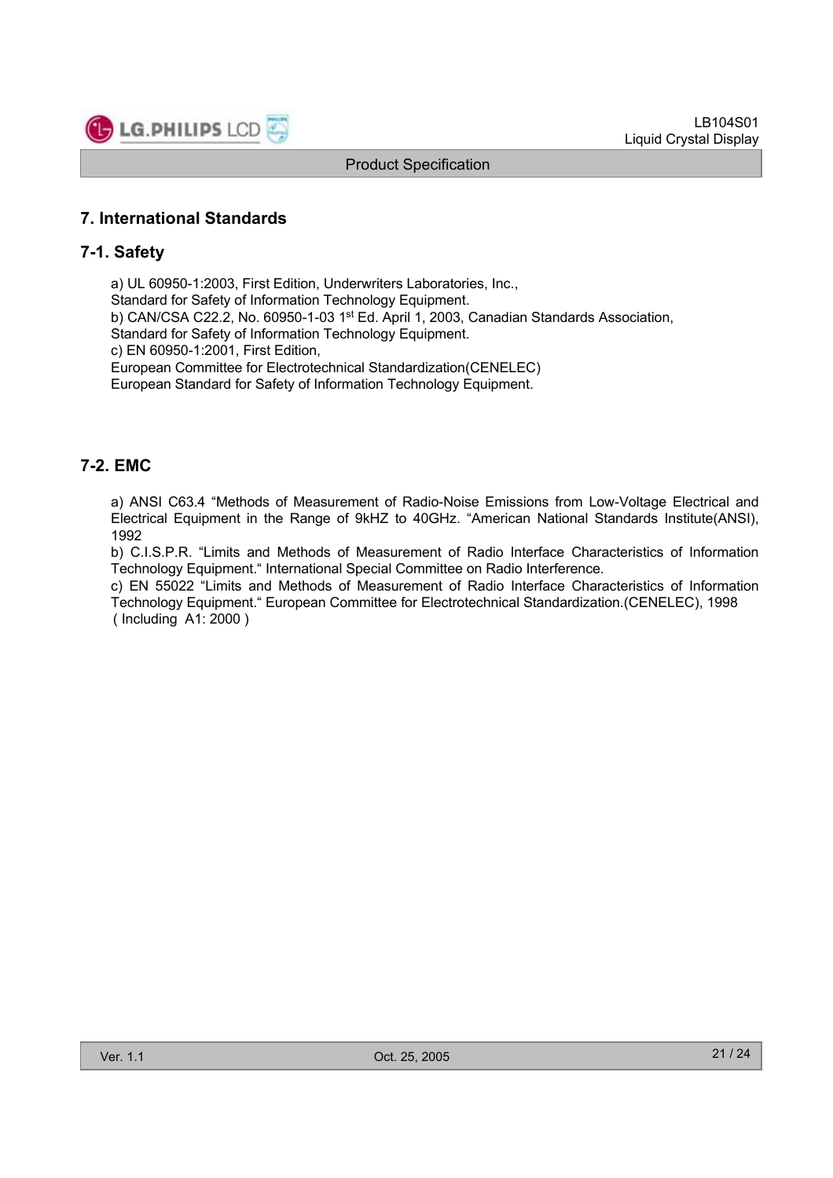## 7. International Standards

### 7-1. Safety

a) UL 60950-1:2003, First Edition, Underwriters Laboratories, Inc.,
Standard for Safety of Information Technology Equipment.
b) CAN/CSA C22.2, No. 60950-1-03 1st Ed. April 1, 2003, Canadian Standards Association,
Standard for Safety of Information Technology Equipment.
c) EN 60950-1:2001, First Edition,
European Committee for Electrotechnical Standardization(CENELEC)
European Standard for Safety of Information Technology Equipment.

### 7-2. EMC

a) ANSI C63.4 "Methods of Measurement of Radio-Noise Emissions from Low-Voltage Electrical and Electrical Equipment in the Range of 9kHZ to 40GHz. "American National Standards Institute(ANSI), 1992
b) C.I.S.P.R. "Limits and Methods of Measurement of Radio Interface Characteristics of Information Technology Equipment." International Special Committee on Radio Interference.
c) EN 55022 "Limits and Methods of Measurement of Radio Interface Characteristics of Information Technology Equipment." European Committee for Electrotechnical Standardization.(CENELEC), 1998 ( Including A1: 2000 )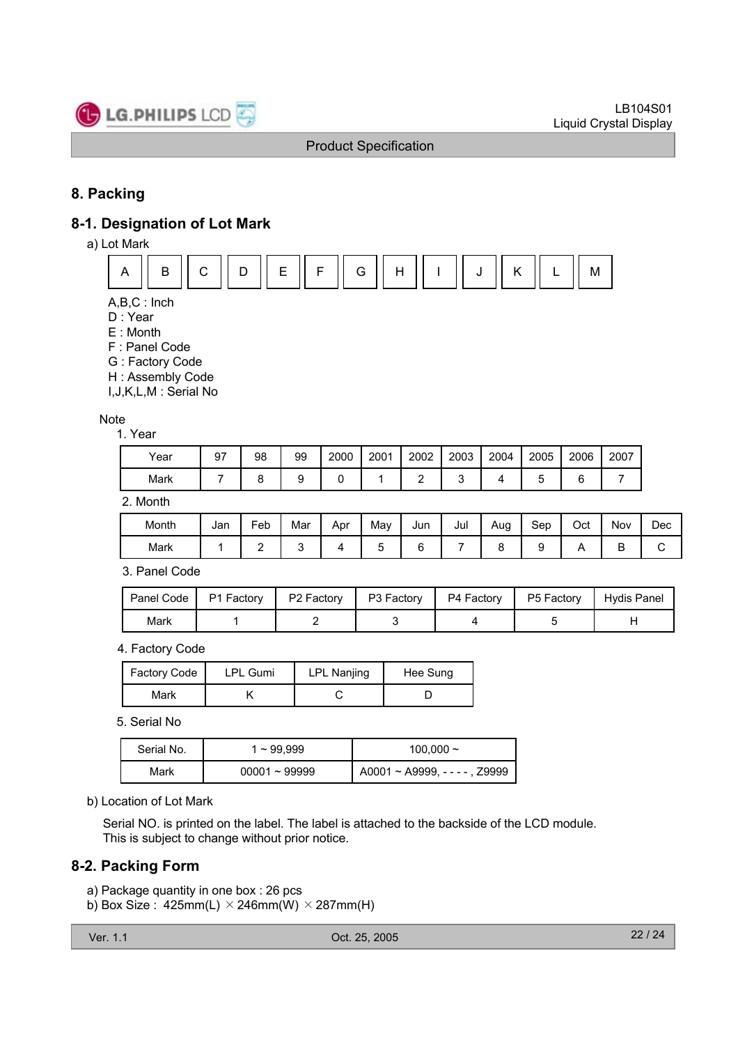## 8. Packing

### 8-1. Designation of Lot Mark

a) Lot Mark

| A | B | C | D | E | F | G | H | I | J | K | L | M |
|---|---|---|---|---|---|---|---|---|---|---|---|---|

A,B,C : Inch
D : Year
E : Month
F : Panel Code
G : Factory Code
H : Assembly Code
I,J,K,L,M : Serial No

Note

1. Year

| Year | 97 | 98 | 99 | 2000 | 2001 | 2002 | 2003 | 2004 | 2005 | 2006 | 2007 |
|---|---|---|---|---|---|---|---|---|---|---|---|
| Mark | 7 | 8 | 9 | 0 | 1 | 2 | 3 | 4 | 5 | 6 | 7 |

2. Month

| Month | Jan | Feb | Mar | Apr | May | Jun | Jul | Aug | Sep | Oct | Nov | Dec |
|---|---|---|---|---|---|---|---|---|---|---|---|---|
| Mark | 1 | 2 | 3 | 4 | 5 | 6 | 7 | 8 | 9 | A | B | C |

3. Panel Code

| Panel Code | P1 Factory | P2 Factory | P3 Factory | P4 Factory | P5 Factory | Hydis Panel |
|---|---|---|---|---|---|---|
| Mark | 1 | 2 | 3 | 4 | 5 | H |

4. Factory Code

| Factory Code | LPL Gumi | LPL Nanjing | Hee Sung |
|---|---|---|---|
| Mark | K | C | D |

5. Serial No

| Serial No. | 1 ~ 99,999 | 100,000 ~ |
|---|---|---|
| Mark | 00001 ~ 99999 | A0001 ~ A9999, - - - - , Z9999 |

b) Location of Lot Mark

Serial NO. is printed on the label. The label is attached to the backside of the LCD module.
This is subject to change without prior notice.

### 8-2. Packing Form

a) Package quantity in one box : 26 pcs
b) Box Size : 425mm(L) × 246mm(W) × 287mm(H)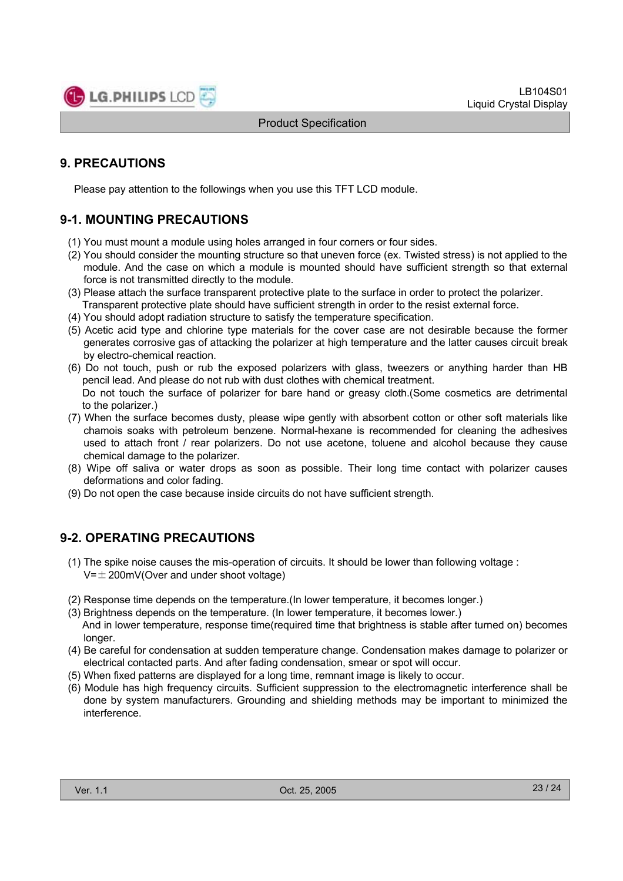# 9. PRECAUTIONS

Please pay attention to the followings when you use this TFT LCD module.

## 9-1. MOUNTING PRECAUTIONS

(1) You must mount a module using holes arranged in four corners or four sides.
(2) You should consider the mounting structure so that uneven force (ex. Twisted stress) is not applied to the module. And the case on which a module is mounted should have sufficient strength so that external force is not transmitted directly to the module.
(3) Please attach the surface transparent protective plate to the surface in order to protect the polarizer. Transparent protective plate should have sufficient strength in order to the resist external force.
(4) You should adopt radiation structure to satisfy the temperature specification.
(5) Acetic acid type and chlorine type materials for the cover case are not desirable because the former generates corrosive gas of attacking the polarizer at high temperature and the latter causes circuit break by electro-chemical reaction.
(6) Do not touch, push or rub the exposed polarizers with glass, tweezers or anything harder than HB pencil lead. And please do not rub with dust clothes with chemical treatment.
Do not touch the surface of polarizer for bare hand or greasy cloth.(Some cosmetics are detrimental to the polarizer.)
(7) When the surface becomes dusty, please wipe gently with absorbent cotton or other soft materials like chamois soaks with petroleum benzene. Normal-hexane is recommended for cleaning the adhesives used to attach front / rear polarizers. Do not use acetone, toluene and alcohol because they cause chemical damage to the polarizer.
(8) Wipe off saliva or water drops as soon as possible. Their long time contact with polarizer causes deformations and color fading.
(9) Do not open the case because inside circuits do not have sufficient strength.

## 9-2. OPERATING PRECAUTIONS

(1) The spike noise causes the mis-operation of circuits. It should be lower than following voltage :
$V = \pm 200mV$(Over and under shoot voltage)

(2) Response time depends on the temperature.(In lower temperature, it becomes longer.)
(3) Brightness depends on the temperature. (In lower temperature, it becomes lower.)
And in lower temperature, response time(required time that brightness is stable after turned on) becomes longer.
(4) Be careful for condensation at sudden temperature change. Condensation makes damage to polarizer or electrical contacted parts. And after fading condensation, smear or spot will occur.
(5) When fixed patterns are displayed for a long time, remnant image is likely to occur.
(6) Module has high frequency circuits. Sufficient suppression to the electromagnetic interference shall be done by system manufacturers. Grounding and shielding methods may be important to minimized the interference.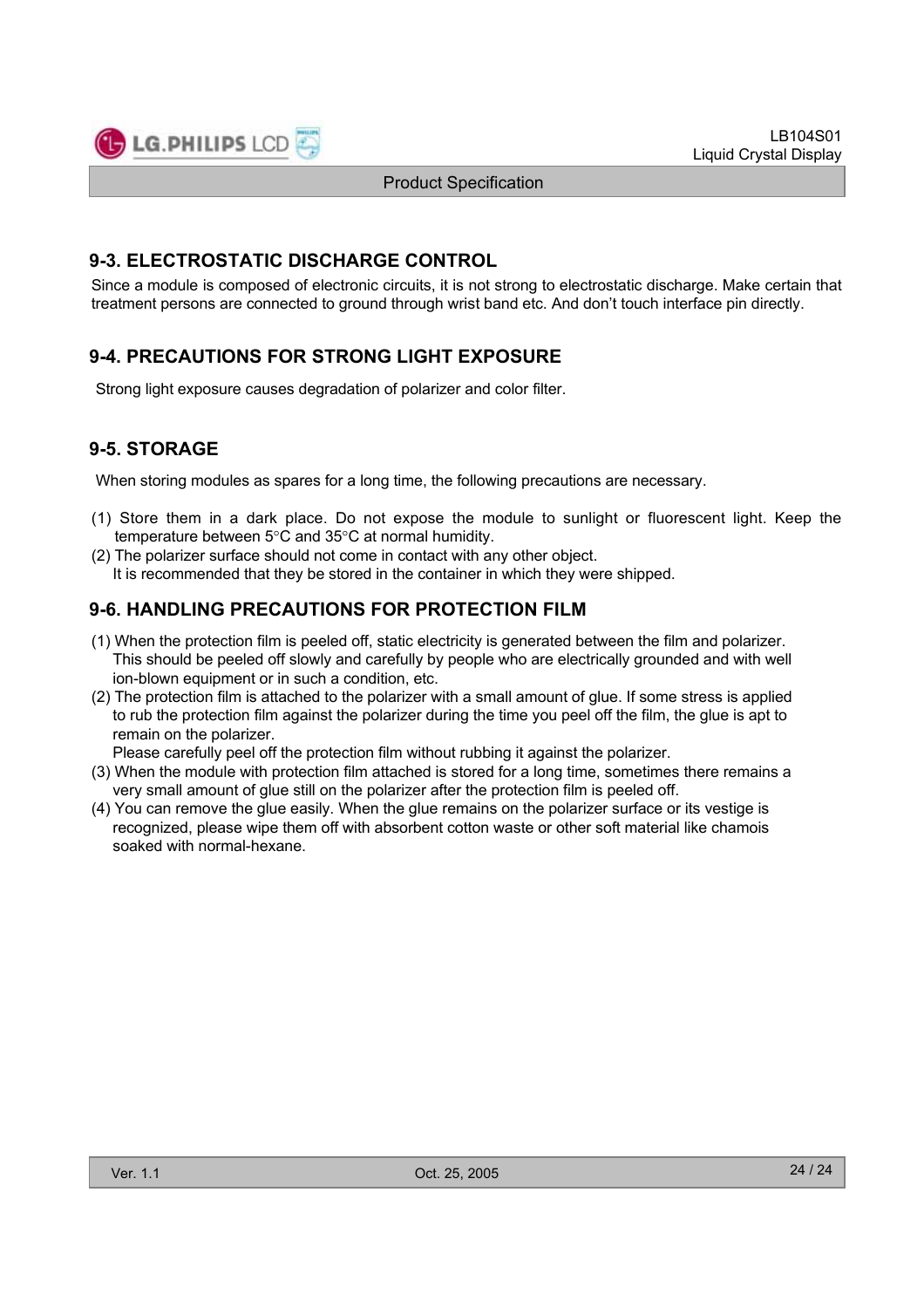## 9-3. ELECTROSTATIC DISCHARGE CONTROL

Since a module is composed of electronic circuits, it is not strong to electrostatic discharge. Make certain that treatment persons are connected to ground through wrist band etc. And don't touch interface pin directly.

## 9-4. PRECAUTIONS FOR STRONG LIGHT EXPOSURE

Strong light exposure causes degradation of polarizer and color filter.

## 9-5. STORAGE

When storing modules as spares for a long time, the following precautions are necessary.

(1) Store them in a dark place. Do not expose the module to sunlight or fluorescent light. Keep the temperature between 5°C and 35°C at normal humidity.
(2) The polarizer surface should not come in contact with any other object.
It is recommended that they be stored in the container in which they were shipped.

## 9-6. HANDLING PRECAUTIONS FOR PROTECTION FILM

(1) When the protection film is peeled off, static electricity is generated between the film and polarizer. This should be peeled off slowly and carefully by people who are electrically grounded and with well ion-blown equipment or in such a condition, etc.
(2) The protection film is attached to the polarizer with a small amount of glue. If some stress is applied to rub the protection film against the polarizer during the time you peel off the film, the glue is apt to remain on the polarizer.
Please carefully peel off the protection film without rubbing it against the polarizer.
(3) When the module with protection film attached is stored for a long time, sometimes there remains a very small amount of glue still on the polarizer after the protection film is peeled off.
(4) You can remove the glue easily. When the glue remains on the polarizer surface or its vestige is recognized, please wipe them off with absorbent cotton waste or other soft material like chamois soaked with normal-hexane.